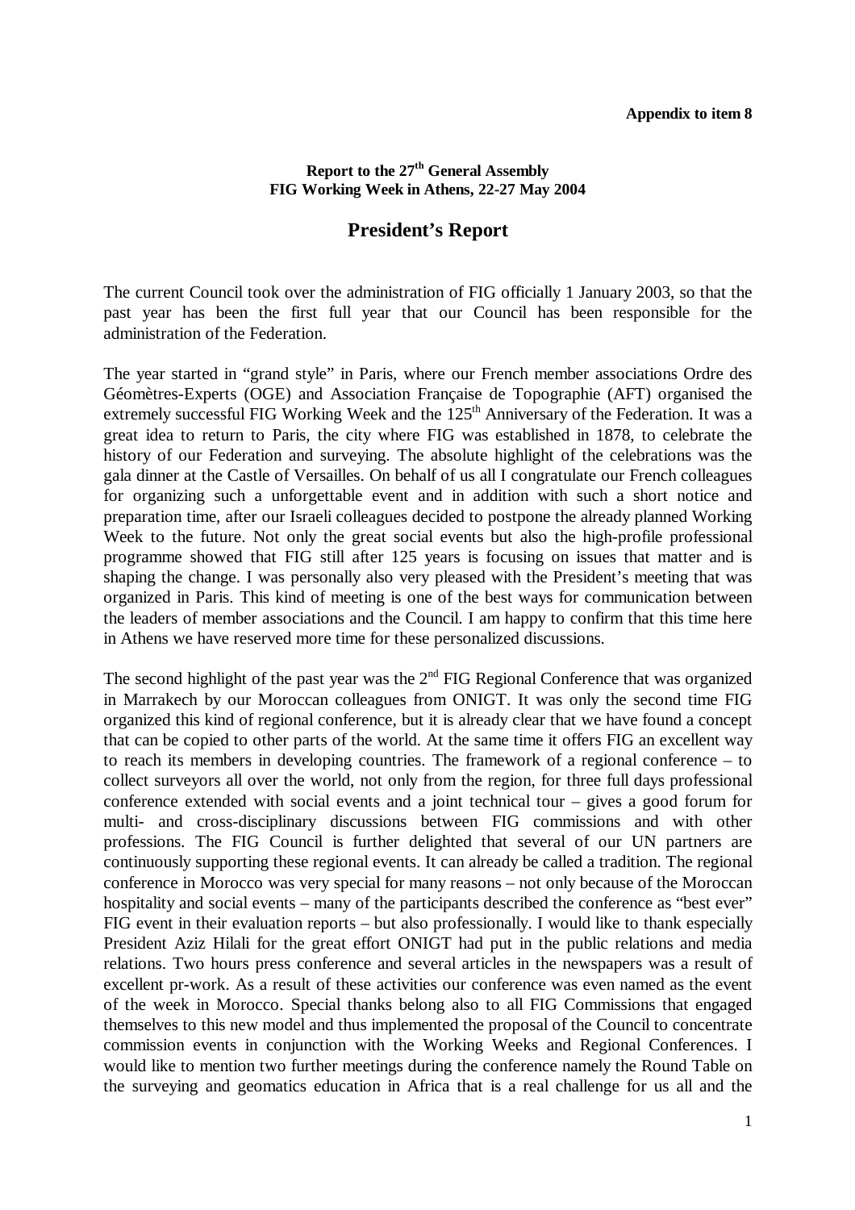**Appendix to item 8**

**Report to the 27th General Assembly**
**FIG Working Week in Athens, 22-27 May 2004**

# President's Report

The current Council took over the administration of FIG officially 1 January 2003, so that the past year has been the first full year that our Council has been responsible for the administration of the Federation.

The year started in "grand style" in Paris, where our French member associations Ordre des Géomètres-Experts (OGE) and Association Française de Topographie (AFT) organised the extremely successful FIG Working Week and the 125th Anniversary of the Federation. It was a great idea to return to Paris, the city where FIG was established in 1878, to celebrate the history of our Federation and surveying. The absolute highlight of the celebrations was the gala dinner at the Castle of Versailles. On behalf of us all I congratulate our French colleagues for organizing such a unforgettable event and in addition with such a short notice and preparation time, after our Israeli colleagues decided to postpone the already planned Working Week to the future. Not only the great social events but also the high-profile professional programme showed that FIG still after 125 years is focusing on issues that matter and is shaping the change. I was personally also very pleased with the President's meeting that was organized in Paris. This kind of meeting is one of the best ways for communication between the leaders of member associations and the Council. I am happy to confirm that this time here in Athens we have reserved more time for these personalized discussions.

The second highlight of the past year was the 2nd FIG Regional Conference that was organized in Marrakech by our Moroccan colleagues from ONIGT. It was only the second time FIG organized this kind of regional conference, but it is already clear that we have found a concept that can be copied to other parts of the world. At the same time it offers FIG an excellent way to reach its members in developing countries. The framework of a regional conference – to collect surveyors all over the world, not only from the region, for three full days professional conference extended with social events and a joint technical tour – gives a good forum for multi- and cross-disciplinary discussions between FIG commissions and with other professions. The FIG Council is further delighted that several of our UN partners are continuously supporting these regional events. It can already be called a tradition. The regional conference in Morocco was very special for many reasons – not only because of the Moroccan hospitality and social events – many of the participants described the conference as "best ever" FIG event in their evaluation reports – but also professionally. I would like to thank especially President Aziz Hilali for the great effort ONIGT had put in the public relations and media relations. Two hours press conference and several articles in the newspapers was a result of excellent pr-work. As a result of these activities our conference was even named as the event of the week in Morocco. Special thanks belong also to all FIG Commissions that engaged themselves to this new model and thus implemented the proposal of the Council to concentrate commission events in conjunction with the Working Weeks and Regional Conferences. I would like to mention two further meetings during the conference namely the Round Table on the surveying and geomatics education in Africa that is a real challenge for us all and the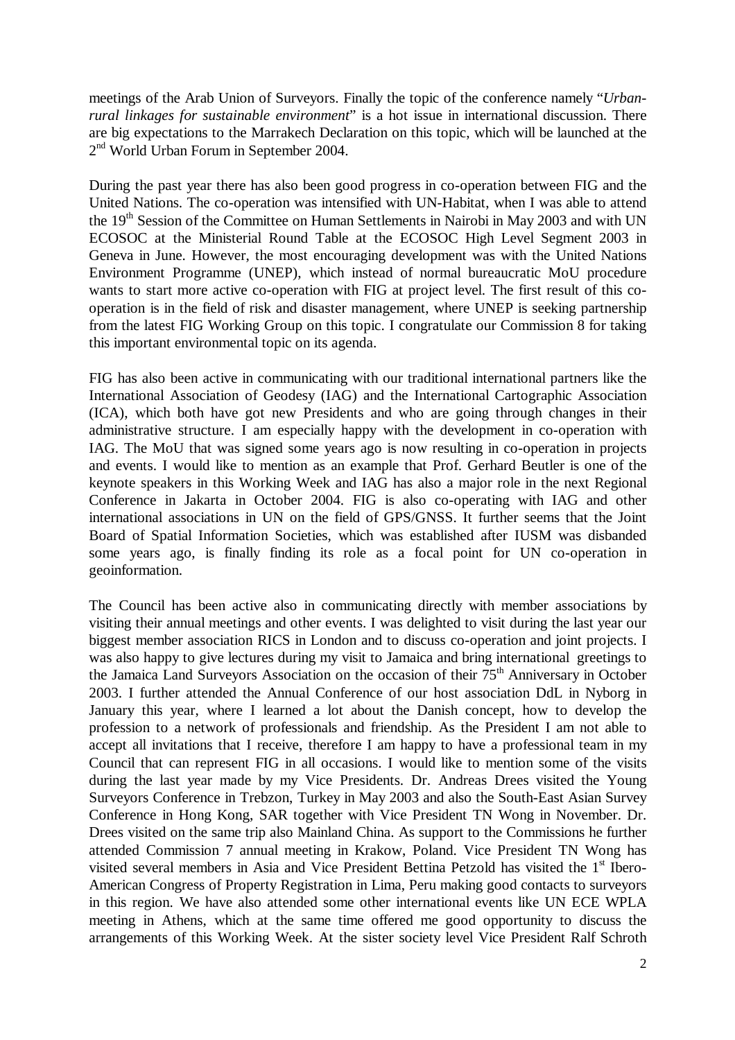meetings of the Arab Union of Surveyors. Finally the topic of the conference namely "*Urban-rural linkages for sustainable environment*" is a hot issue in international discussion. There are big expectations to the Marrakech Declaration on this topic, which will be launched at the 2nd World Urban Forum in September 2004.

During the past year there has also been good progress in co-operation between FIG and the United Nations. The co-operation was intensified with UN-Habitat, when I was able to attend the 19th Session of the Committee on Human Settlements in Nairobi in May 2003 and with UN ECOSOC at the Ministerial Round Table at the ECOSOC High Level Segment 2003 in Geneva in June. However, the most encouraging development was with the United Nations Environment Programme (UNEP), which instead of normal bureaucratic MoU procedure wants to start more active co-operation with FIG at project level. The first result of this co-operation is in the field of risk and disaster management, where UNEP is seeking partnership from the latest FIG Working Group on this topic. I congratulate our Commission 8 for taking this important environmental topic on its agenda.

FIG has also been active in communicating with our traditional international partners like the International Association of Geodesy (IAG) and the International Cartographic Association (ICA), which both have got new Presidents and who are going through changes in their administrative structure. I am especially happy with the development in co-operation with IAG. The MoU that was signed some years ago is now resulting in co-operation in projects and events. I would like to mention as an example that Prof. Gerhard Beutler is one of the keynote speakers in this Working Week and IAG has also a major role in the next Regional Conference in Jakarta in October 2004. FIG is also co-operating with IAG and other international associations in UN on the field of GPS/GNSS. It further seems that the Joint Board of Spatial Information Societies, which was established after IUSM was disbanded some years ago, is finally finding its role as a focal point for UN co-operation in geoinformation.

The Council has been active also in communicating directly with member associations by visiting their annual meetings and other events. I was delighted to visit during the last year our biggest member association RICS in London and to discuss co-operation and joint projects. I was also happy to give lectures during my visit to Jamaica and bring international greetings to the Jamaica Land Surveyors Association on the occasion of their 75th Anniversary in October 2003. I further attended the Annual Conference of our host association DdL in Nyborg in January this year, where I learned a lot about the Danish concept, how to develop the profession to a network of professionals and friendship. As the President I am not able to accept all invitations that I receive, therefore I am happy to have a professional team in my Council that can represent FIG in all occasions. I would like to mention some of the visits during the last year made by my Vice Presidents. Dr. Andreas Drees visited the Young Surveyors Conference in Trebzon, Turkey in May 2003 and also the South-East Asian Survey Conference in Hong Kong, SAR together with Vice President TN Wong in November. Dr. Drees visited on the same trip also Mainland China. As support to the Commissions he further attended Commission 7 annual meeting in Krakow, Poland. Vice President TN Wong has visited several members in Asia and Vice President Bettina Petzold has visited the 1st Ibero-American Congress of Property Registration in Lima, Peru making good contacts to surveyors in this region. We have also attended some other international events like UN ECE WPLA meeting in Athens, which at the same time offered me good opportunity to discuss the arrangements of this Working Week. At the sister society level Vice President Ralf Schroth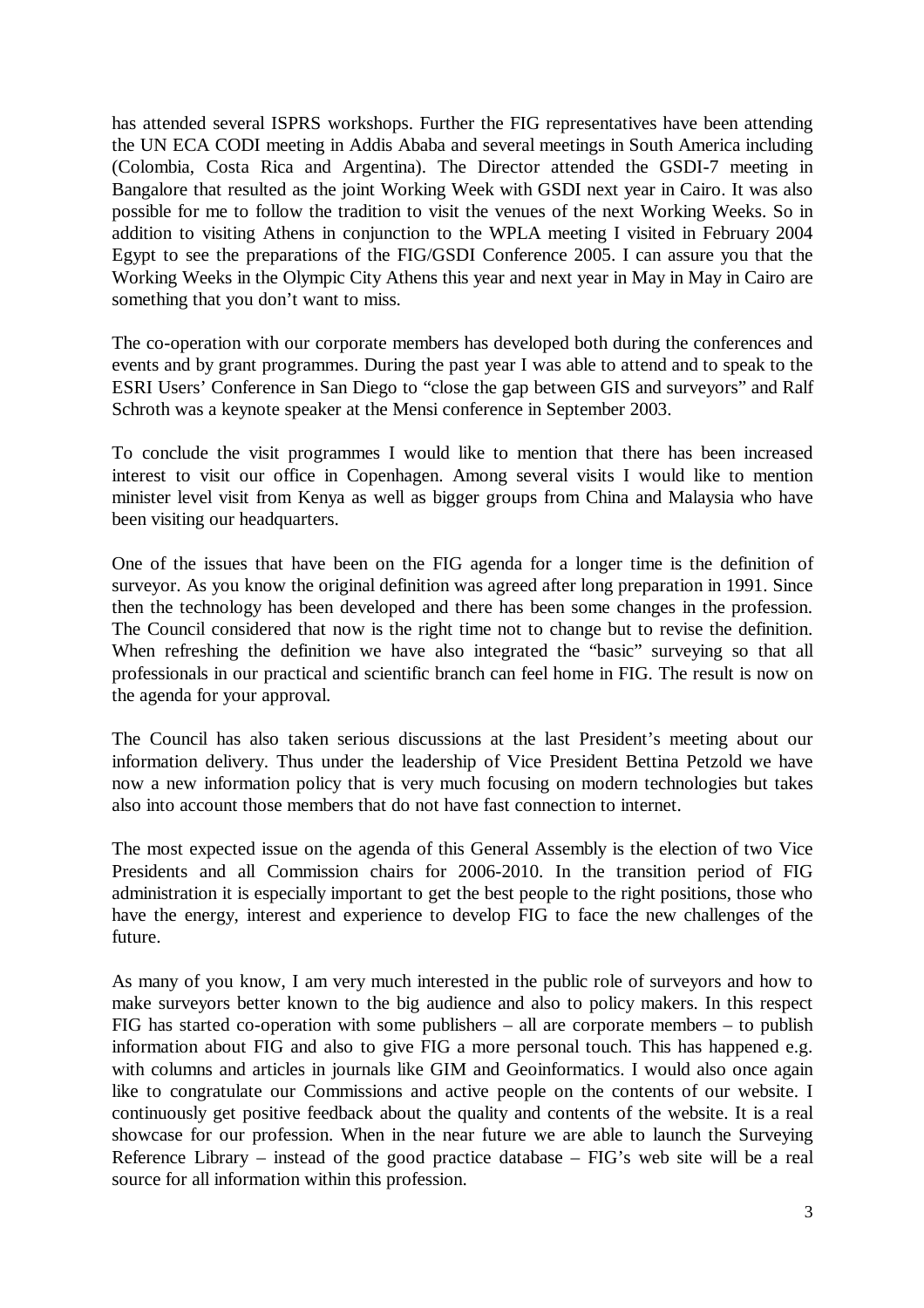has attended several ISPRS workshops. Further the FIG representatives have been attending the UN ECA CODI meeting in Addis Ababa and several meetings in South America including (Colombia, Costa Rica and Argentina). The Director attended the GSDI-7 meeting in Bangalore that resulted as the joint Working Week with GSDI next year in Cairo. It was also possible for me to follow the tradition to visit the venues of the next Working Weeks. So in addition to visiting Athens in conjunction to the WPLA meeting I visited in February 2004 Egypt to see the preparations of the FIG/GSDI Conference 2005. I can assure you that the Working Weeks in the Olympic City Athens this year and next year in May in May in Cairo are something that you don't want to miss.

The co-operation with our corporate members has developed both during the conferences and events and by grant programmes. During the past year I was able to attend and to speak to the ESRI Users' Conference in San Diego to "close the gap between GIS and surveyors" and Ralf Schroth was a keynote speaker at the Mensi conference in September 2003.

To conclude the visit programmes I would like to mention that there has been increased interest to visit our office in Copenhagen. Among several visits I would like to mention minister level visit from Kenya as well as bigger groups from China and Malaysia who have been visiting our headquarters.

One of the issues that have been on the FIG agenda for a longer time is the definition of surveyor. As you know the original definition was agreed after long preparation in 1991. Since then the technology has been developed and there has been some changes in the profession. The Council considered that now is the right time not to change but to revise the definition. When refreshing the definition we have also integrated the "basic" surveying so that all professionals in our practical and scientific branch can feel home in FIG. The result is now on the agenda for your approval.

The Council has also taken serious discussions at the last President's meeting about our information delivery. Thus under the leadership of Vice President Bettina Petzold we have now a new information policy that is very much focusing on modern technologies but takes also into account those members that do not have fast connection to internet.

The most expected issue on the agenda of this General Assembly is the election of two Vice Presidents and all Commission chairs for 2006-2010. In the transition period of FIG administration it is especially important to get the best people to the right positions, those who have the energy, interest and experience to develop FIG to face the new challenges of the future.

As many of you know, I am very much interested in the public role of surveyors and how to make surveyors better known to the big audience and also to policy makers. In this respect FIG has started co-operation with some publishers – all are corporate members – to publish information about FIG and also to give FIG a more personal touch. This has happened e.g. with columns and articles in journals like GIM and Geoinformatics. I would also once again like to congratulate our Commissions and active people on the contents of our website. I continuously get positive feedback about the quality and contents of the website. It is a real showcase for our profession. When in the near future we are able to launch the Surveying Reference Library – instead of the good practice database – FIG's web site will be a real source for all information within this profession.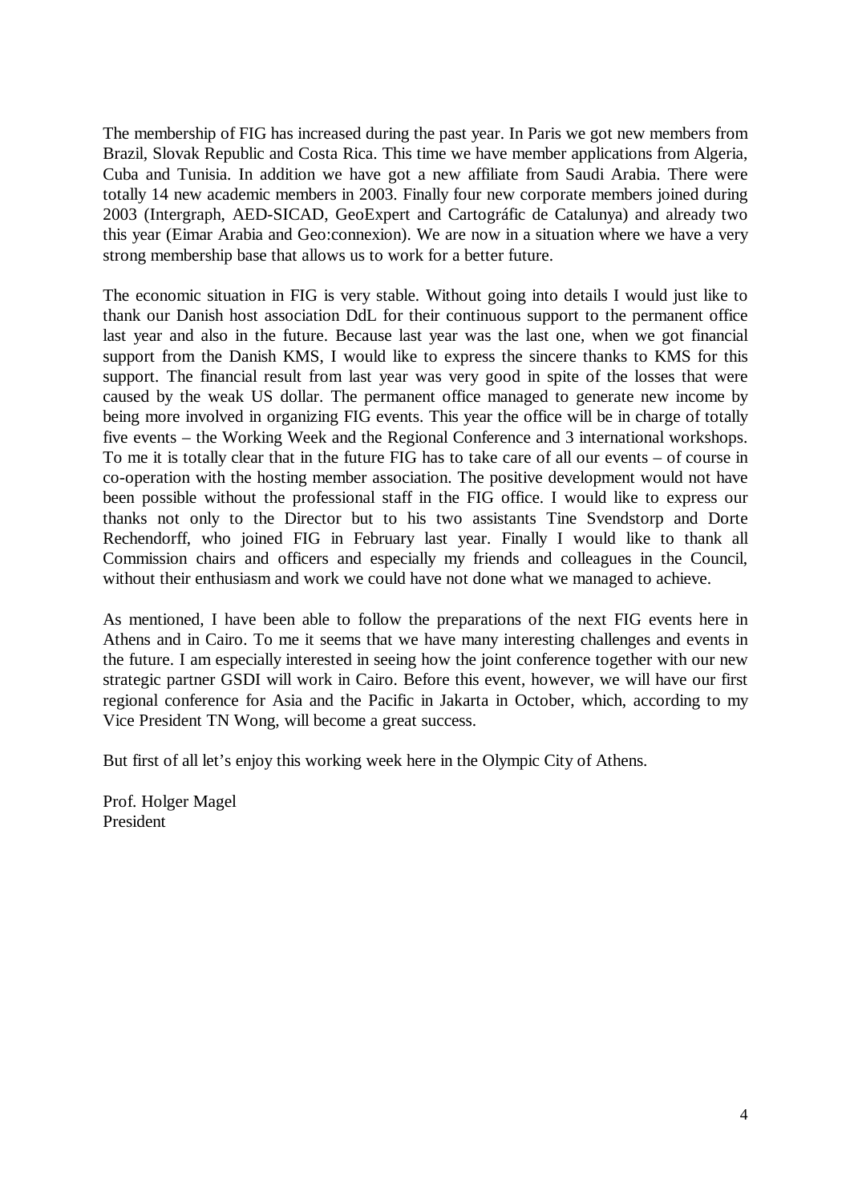The membership of FIG has increased during the past year. In Paris we got new members from Brazil, Slovak Republic and Costa Rica. This time we have member applications from Algeria, Cuba and Tunisia. In addition we have got a new affiliate from Saudi Arabia. There were totally 14 new academic members in 2003. Finally four new corporate members joined during 2003 (Intergraph, AED-SICAD, GeoExpert and Cartográfic de Catalunya) and already two this year (Eimar Arabia and Geo:connexion). We are now in a situation where we have a very strong membership base that allows us to work for a better future.

The economic situation in FIG is very stable. Without going into details I would just like to thank our Danish host association DdL for their continuous support to the permanent office last year and also in the future. Because last year was the last one, when we got financial support from the Danish KMS, I would like to express the sincere thanks to KMS for this support. The financial result from last year was very good in spite of the losses that were caused by the weak US dollar. The permanent office managed to generate new income by being more involved in organizing FIG events. This year the office will be in charge of totally five events – the Working Week and the Regional Conference and 3 international workshops. To me it is totally clear that in the future FIG has to take care of all our events – of course in co-operation with the hosting member association. The positive development would not have been possible without the professional staff in the FIG office. I would like to express our thanks not only to the Director but to his two assistants Tine Svendstorp and Dorte Rechendorff, who joined FIG in February last year. Finally I would like to thank all Commission chairs and officers and especially my friends and colleagues in the Council, without their enthusiasm and work we could have not done what we managed to achieve.

As mentioned, I have been able to follow the preparations of the next FIG events here in Athens and in Cairo. To me it seems that we have many interesting challenges and events in the future. I am especially interested in seeing how the joint conference together with our new strategic partner GSDI will work in Cairo. Before this event, however, we will have our first regional conference for Asia and the Pacific in Jakarta in October, which, according to my Vice President TN Wong, will become a great success.

But first of all let's enjoy this working week here in the Olympic City of Athens.

Prof. Holger Magel
President